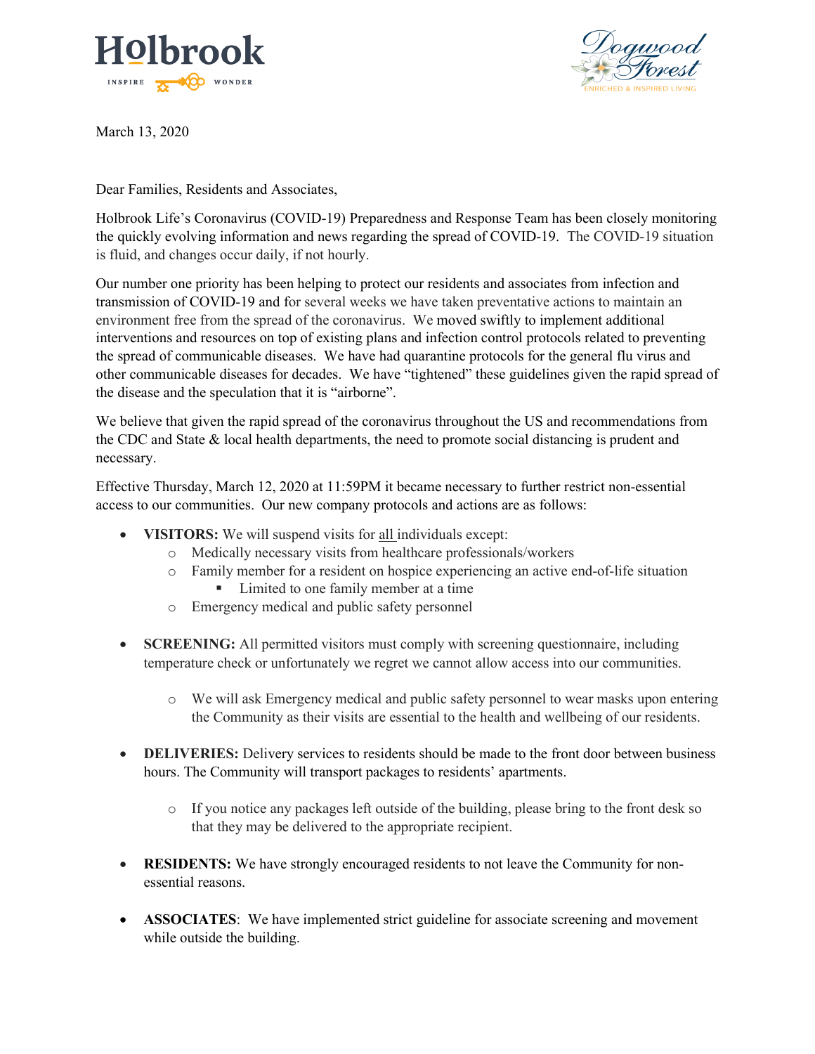Holbrook INSPIRE WONDER

Dogwood Forest ENRICHED & INSPIRED LIVING

March 13, 2020

Dear Families, Residents and Associates,

Holbrook Life's Coronavirus (COVID-19) Preparedness and Response Team has been closely monitoring the quickly evolving information and news regarding the spread of COVID-19. The COVID-19 situation is fluid, and changes occur daily, if not hourly.

Our number one priority has been helping to protect our residents and associates from infection and transmission of COVID-19 and for several weeks we have taken preventative actions to maintain an environment free from the spread of the coronavirus. We moved swiftly to implement additional interventions and resources on top of existing plans and infection control protocols related to preventing the spread of communicable diseases. We have had quarantine protocols for the general flu virus and other communicable diseases for decades. We have "tightened" these guidelines given the rapid spread of the disease and the speculation that it is "airborne".

We believe that given the rapid spread of the coronavirus throughout the US and recommendations from the CDC and State & local health departments, the need to promote social distancing is prudent and necessary.

Effective Thursday, March 12, 2020 at 11:59PM it became necessary to further restrict non-essential access to our communities. Our new company protocols and actions are as follows:

- **VISITORS:** We will suspend visits for <u>all</u> individuals except:
  - Medically necessary visits from healthcare professionals/workers
  - Family member for a resident on hospice experiencing an active end-of-life situation
    - Limited to one family member at a time
  - Emergency medical and public safety personnel

- **SCREENING:** All permitted visitors must comply with screening questionnaire, including temperature check or unfortunately we regret we cannot allow access into our communities.

  - We will ask Emergency medical and public safety personnel to wear masks upon entering the Community as their visits are essential to the health and wellbeing of our residents.

- **DELIVERIES:** Delivery services to residents should be made to the front door between business hours. The Community will transport packages to residents' apartments.

  - If you notice any packages left outside of the building, please bring to the front desk so that they may be delivered to the appropriate recipient.

- **RESIDENTS:** We have strongly encouraged residents to not leave the Community for non-essential reasons.

- **ASSOCIATES**: We have implemented strict guideline for associate screening and movement while outside the building.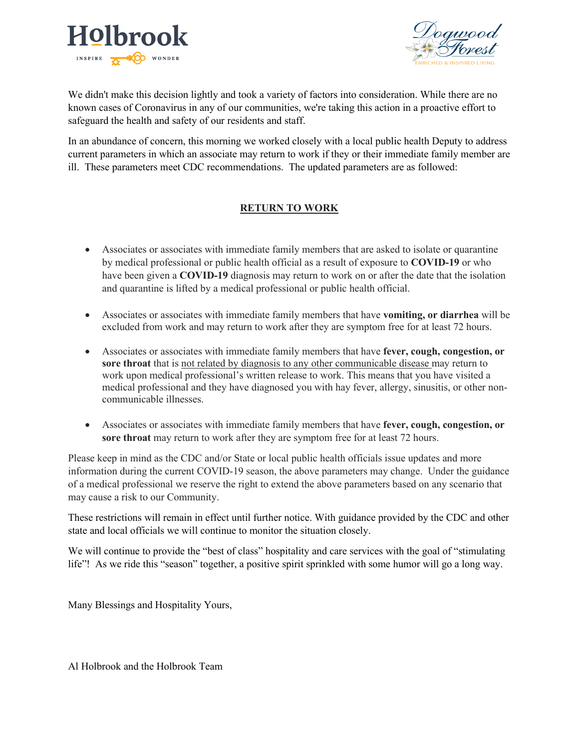We didn't make this decision lightly and took a variety of factors into consideration. While there are no known cases of Coronavirus in any of our communities, we're taking this action in a proactive effort to safeguard the health and safety of our residents and staff.

In an abundance of concern, this morning we worked closely with a local public health Deputy to address current parameters in which an associate may return to work if they or their immediate family member are ill. These parameters meet CDC recommendations. The updated parameters are as followed:

## RETURN TO WORK

- Associates or associates with immediate family members that are asked to isolate or quarantine by medical professional or public health official as a result of exposure to **COVID-19** or who have been given a **COVID-19** diagnosis may return to work on or after the date that the isolation and quarantine is lifted by a medical professional or public health official.

- Associates or associates with immediate family members that have **vomiting, or diarrhea** will be excluded from work and may return to work after they are symptom free for at least 72 hours.

- Associates or associates with immediate family members that have **fever, cough, congestion, or sore throat** that is <u>not related by diagnosis to any other communicable disease</u> may return to work upon medical professional's written release to work. This means that you have visited a medical professional and they have diagnosed you with hay fever, allergy, sinusitis, or other non-communicable illnesses.

- Associates or associates with immediate family members that have **fever, cough, congestion, or sore throat** may return to work after they are symptom free for at least 72 hours.

Please keep in mind as the CDC and/or State or local public health officials issue updates and more information during the current COVID-19 season, the above parameters may change. Under the guidance of a medical professional we reserve the right to extend the above parameters based on any scenario that may cause a risk to our Community.

These restrictions will remain in effect until further notice. With guidance provided by the CDC and other state and local officials we will continue to monitor the situation closely.

We will continue to provide the "best of class" hospitality and care services with the goal of "stimulating life"! As we ride this "season" together, a positive spirit sprinkled with some humor will go a long way.

Many Blessings and Hospitality Yours,

Al Holbrook and the Holbrook Team